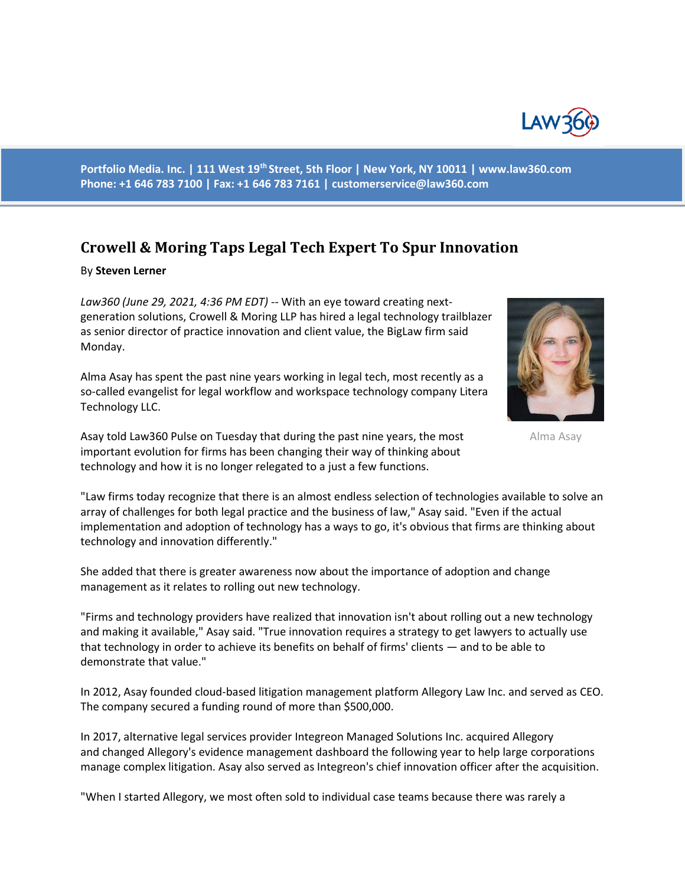Portfolio Media. Inc. | 111 West 19th Street, 5th Floor | New York, NY 10011 | www.law360.com
Phone: +1 646 783 7100 | Fax: +1 646 783 7161 | customerservice@law360.com

# Crowell & Moring Taps Legal Tech Expert To Spur Innovation

By **Steven Lerner**

*Law360 (June 29, 2021, 4:36 PM EDT)* -- With an eye toward creating next-generation solutions, Crowell & Moring LLP has hired a legal technology trailblazer as senior director of practice innovation and client value, the BigLaw firm said Monday.

Alma Asay has spent the past nine years working in legal tech, most recently as a so-called evangelist for legal workflow and workspace technology company Litera Technology LLC.

Alma Asay

Asay told Law360 Pulse on Tuesday that during the past nine years, the most important evolution for firms has been changing their way of thinking about technology and how it is no longer relegated to a just a few functions.

"Law firms today recognize that there is an almost endless selection of technologies available to solve an array of challenges for both legal practice and the business of law," Asay said. "Even if the actual implementation and adoption of technology has a ways to go, it's obvious that firms are thinking about technology and innovation differently."

She added that there is greater awareness now about the importance of adoption and change management as it relates to rolling out new technology.

"Firms and technology providers have realized that innovation isn't about rolling out a new technology and making it available," Asay said. "True innovation requires a strategy to get lawyers to actually use that technology in order to achieve its benefits on behalf of firms' clients — and to be able to demonstrate that value."

In 2012, Asay founded cloud-based litigation management platform Allegory Law Inc. and served as CEO. The company secured a funding round of more than $500,000.

In 2017, alternative legal services provider Integreon Managed Solutions Inc. acquired Allegory and changed Allegory's evidence management dashboard the following year to help large corporations manage complex litigation. Asay also served as Integreon's chief innovation officer after the acquisition.

"When I started Allegory, we most often sold to individual case teams because there was rarely a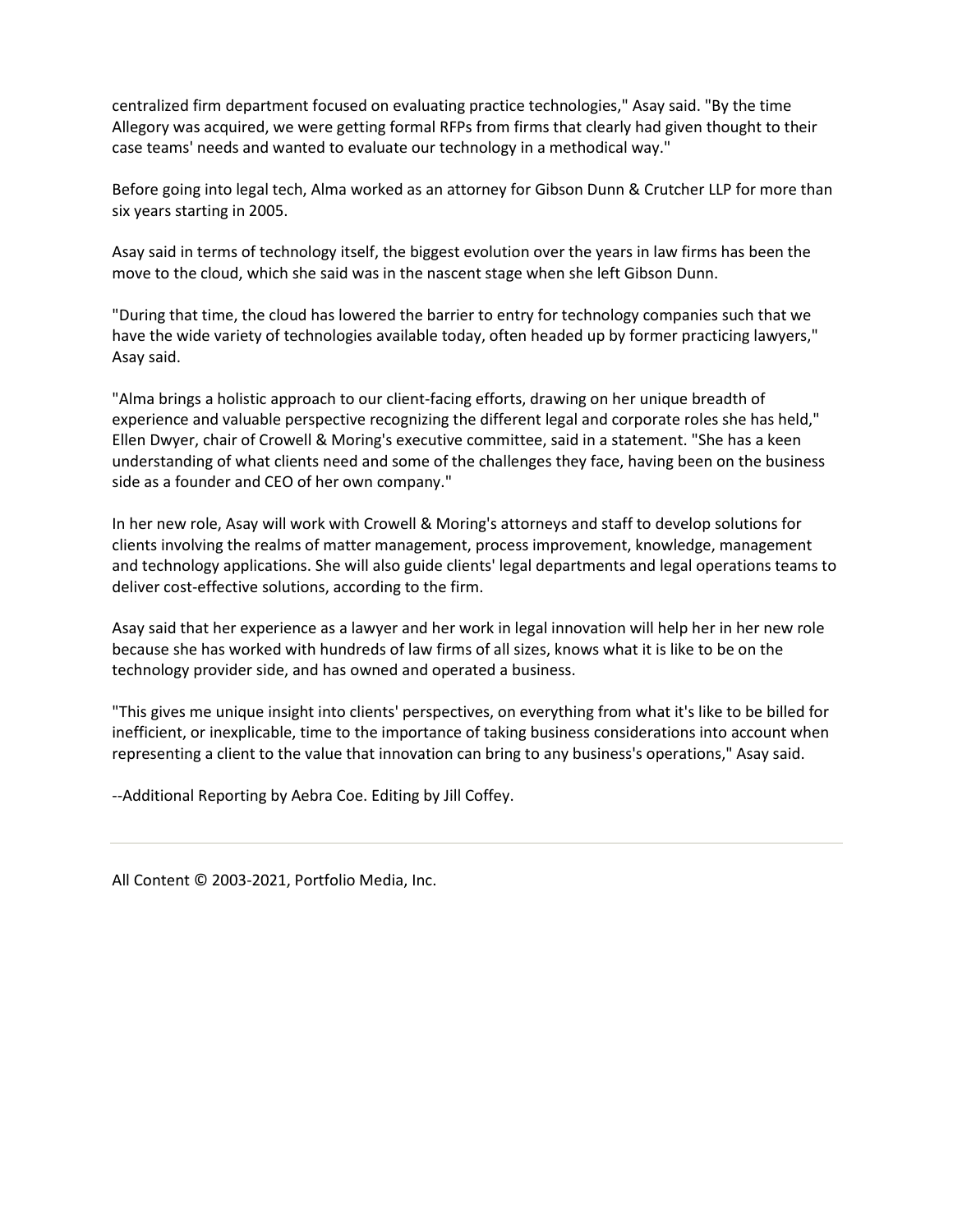centralized firm department focused on evaluating practice technologies," Asay said. "By the time Allegory was acquired, we were getting formal RFPs from firms that clearly had given thought to their case teams' needs and wanted to evaluate our technology in a methodical way."

Before going into legal tech, Alma worked as an attorney for Gibson Dunn & Crutcher LLP for more than six years starting in 2005.

Asay said in terms of technology itself, the biggest evolution over the years in law firms has been the move to the cloud, which she said was in the nascent stage when she left Gibson Dunn.

"During that time, the cloud has lowered the barrier to entry for technology companies such that we have the wide variety of technologies available today, often headed up by former practicing lawyers," Asay said.

"Alma brings a holistic approach to our client-facing efforts, drawing on her unique breadth of experience and valuable perspective recognizing the different legal and corporate roles she has held," Ellen Dwyer, chair of Crowell & Moring's executive committee, said in a statement. "She has a keen understanding of what clients need and some of the challenges they face, having been on the business side as a founder and CEO of her own company."

In her new role, Asay will work with Crowell & Moring's attorneys and staff to develop solutions for clients involving the realms of matter management, process improvement, knowledge, management and technology applications. She will also guide clients' legal departments and legal operations teams to deliver cost-effective solutions, according to the firm.

Asay said that her experience as a lawyer and her work in legal innovation will help her in her new role because she has worked with hundreds of law firms of all sizes, knows what it is like to be on the technology provider side, and has owned and operated a business.

"This gives me unique insight into clients' perspectives, on everything from what it's like to be billed for inefficient, or inexplicable, time to the importance of taking business considerations into account when representing a client to the value that innovation can bring to any business's operations," Asay said.

--Additional Reporting by Aebra Coe. Editing by Jill Coffey.

---

All Content © 2003-2021, Portfolio Media, Inc.